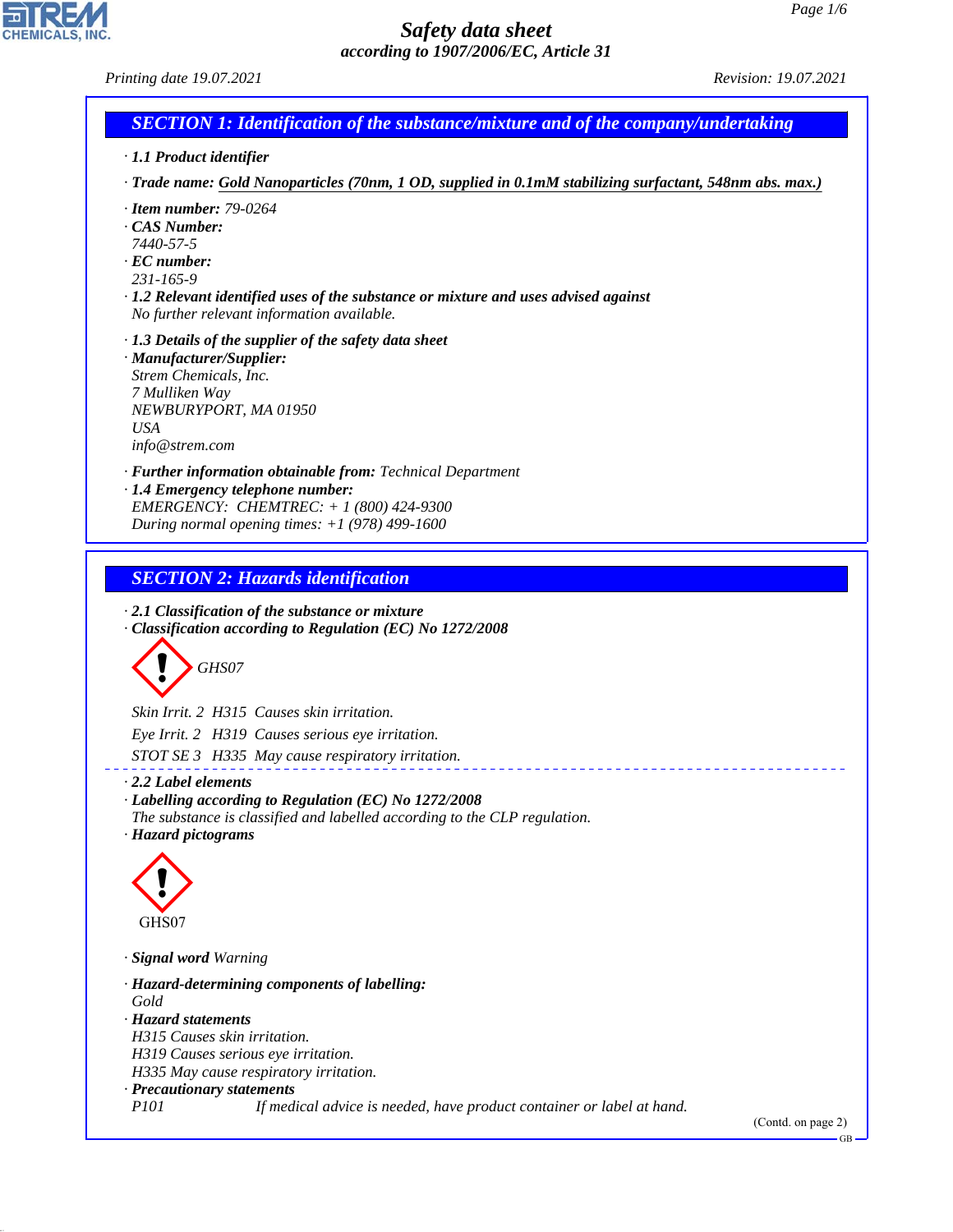# Safety data sheet

*according to 1907/2006/EC, Article 31*

Printing date 19.07.2021 Revision: 19.07.2021

## SECTION 1: Identification of the substance/mixture and of the company/undertaking

· **1.1 Product identifier**

· **Trade name:** **Gold Nanoparticles (70nm, 1 OD, supplied in 0.1mM stabilizing surfactant, 548nm abs. max.)**

· **Item number:** 79-0264
· **CAS Number:**
7440-57-5
· **EC number:**
231-165-9
· **1.2 Relevant identified uses of the substance or mixture and uses advised against**
No further relevant information available.

· **1.3 Details of the supplier of the safety data sheet**
· **Manufacturer/Supplier:**
Strem Chemicals, Inc.
7 Mulliken Way
NEWBURYPORT, MA 01950
USA
info@strem.com

· **Further information obtainable from:** Technical Department
· **1.4 Emergency telephone number:**
EMERGENCY: CHEMTREC: + 1 (800) 424-9300
During normal opening times: +1 (978) 499-1600

## SECTION 2: Hazards identification

· **2.1 Classification of the substance or mixture**
· **Classification according to Regulation (EC) No 1272/2008**

GHS07

Skin Irrit. 2 H315 Causes skin irritation.

Eye Irrit. 2 H319 Causes serious eye irritation.

STOT SE 3 H335 May cause respiratory irritation.

· **2.2 Label elements**
· **Labelling according to Regulation (EC) No 1272/2008**
The substance is classified and labelled according to the CLP regulation.
· **Hazard pictograms**

GHS07

· **Signal word** Warning

· **Hazard-determining components of labelling:**
Gold
· **Hazard statements**
H315 Causes skin irritation.
H319 Causes serious eye irritation.
H335 May cause respiratory irritation.
· **Precautionary statements**
P101 If medical advice is needed, have product container or label at hand.

(Contd. on page 2)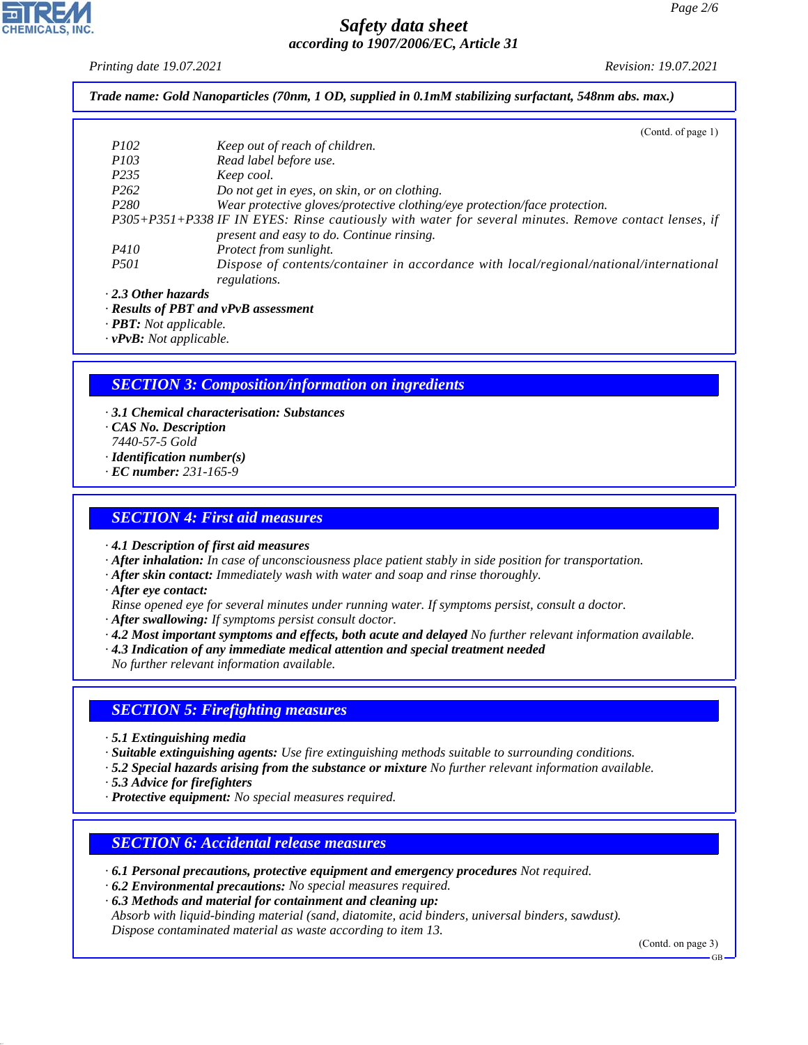**Trade name: Gold Nanoparticles (70nm, 1 OD, supplied in 0.1mM stabilizing surfactant, 548nm abs. max.)**

(Contd. of page 1)

| | |
|---|---|
| P102 | Keep out of reach of children. |
| P103 | Read label before use. |
| P235 | Keep cool. |
| P262 | Do not get in eyes, on skin, or on clothing. |
| P280 | Wear protective gloves/protective clothing/eye protection/face protection. |
| P305+P351+P338 | IF IN EYES: Rinse cautiously with water for several minutes. Remove contact lenses, if present and easy to do. Continue rinsing. |
| P410 | Protect from sunlight. |
| P501 | Dispose of contents/container in accordance with local/regional/national/international regulations. |

· **2.3 Other hazards**
· **Results of PBT and vPvB assessment**
· **PBT:** Not applicable.
· **vPvB:** Not applicable.

## SECTION 3: Composition/information on ingredients

· **3.1 Chemical characterisation: Substances**
· **CAS No. Description**
7440-57-5 Gold
· **Identification number(s)**
· **EC number:** 231-165-9

## SECTION 4: First aid measures

· **4.1 Description of first aid measures**
· **After inhalation:** In case of unconsciousness place patient stably in side position for transportation.
· **After skin contact:** Immediately wash with water and soap and rinse thoroughly.
· **After eye contact:**
Rinse opened eye for several minutes under running water. If symptoms persist, consult a doctor.
· **After swallowing:** If symptoms persist consult doctor.
· **4.2 Most important symptoms and effects, both acute and delayed** No further relevant information available.
· **4.3 Indication of any immediate medical attention and special treatment needed**
No further relevant information available.

## SECTION 5: Firefighting measures

· **5.1 Extinguishing media**
· **Suitable extinguishing agents:** Use fire extinguishing methods suitable to surrounding conditions.
· **5.2 Special hazards arising from the substance or mixture** No further relevant information available.
· **5.3 Advice for firefighters**
· **Protective equipment:** No special measures required.

## SECTION 6: Accidental release measures

· **6.1 Personal precautions, protective equipment and emergency procedures** Not required.
· **6.2 Environmental precautions:** No special measures required.
· **6.3 Methods and material for containment and cleaning up:**
Absorb with liquid-binding material (sand, diatomite, acid binders, universal binders, sawdust).
Dispose contaminated material as waste according to item 13.

(Contd. on page 3)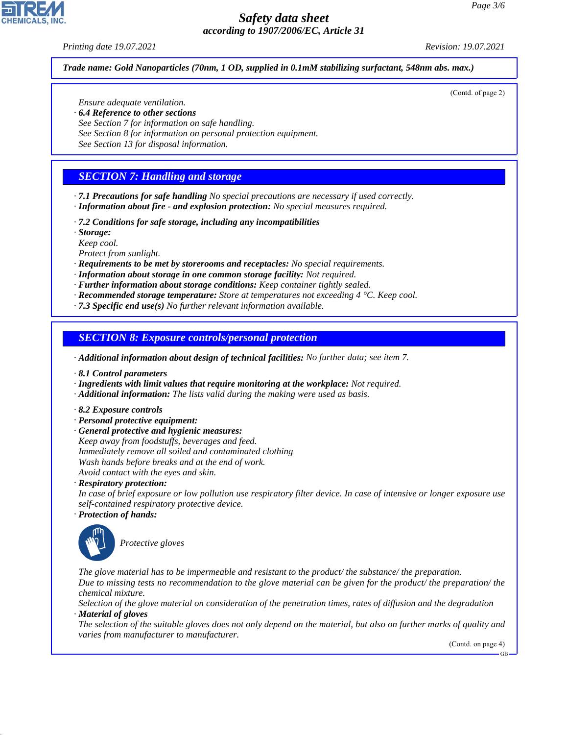Trade name: Gold Nanoparticles (70nm, 1 OD, supplied in 0.1mM stabilizing surfactant, 548nm abs. max.)

(Contd. of page 2)

Ensure adequate ventilation.

· **6.4 Reference to other sections**
See Section 7 for information on safe handling.
See Section 8 for information on personal protection equipment.
See Section 13 for disposal information.

## SECTION 7: Handling and storage

· **7.1 Precautions for safe handling** No special precautions are necessary if used correctly.
· **Information about fire - and explosion protection:** No special measures required.

· **7.2 Conditions for safe storage, including any incompatibilities**
· **Storage:**
Keep cool.
Protect from sunlight.
· **Requirements to be met by storerooms and receptacles:** No special requirements.
· **Information about storage in one common storage facility:** Not required.
· **Further information about storage conditions:** Keep container tightly sealed.
· **Recommended storage temperature:** Store at temperatures not exceeding 4 °C. Keep cool.
· **7.3 Specific end use(s)** No further relevant information available.

## SECTION 8: Exposure controls/personal protection

· **Additional information about design of technical facilities:** No further data; see item 7.

· **8.1 Control parameters**
· **Ingredients with limit values that require monitoring at the workplace:** Not required.
· **Additional information:** The lists valid during the making were used as basis.

· **8.2 Exposure controls**
· **Personal protective equipment:**
· **General protective and hygienic measures:**
Keep away from foodstuffs, beverages and feed.
Immediately remove all soiled and contaminated clothing
Wash hands before breaks and at the end of work.
Avoid contact with the eyes and skin.
· **Respiratory protection:**
In case of brief exposure or low pollution use respiratory filter device. In case of intensive or longer exposure use self-contained respiratory protective device.
· **Protection of hands:**

Protective gloves

The glove material has to be impermeable and resistant to the product/ the substance/ the preparation.
Due to missing tests no recommendation to the glove material can be given for the product/ the preparation/ the chemical mixture.
Selection of the glove material on consideration of the penetration times, rates of diffusion and the degradation
· **Material of gloves**
The selection of the suitable gloves does not only depend on the material, but also on further marks of quality and varies from manufacturer to manufacturer.

(Contd. on page 4)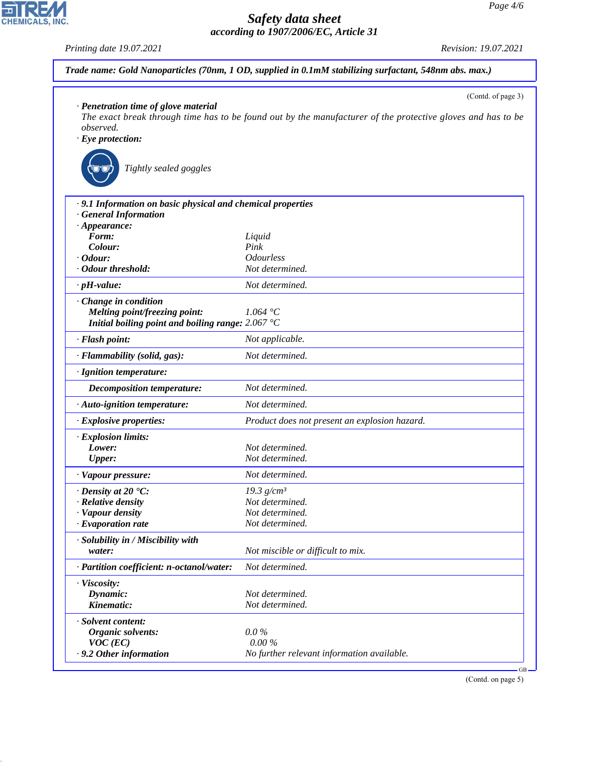Trade name: **Gold Nanoparticles (70nm, 1 OD, supplied in 0.1mM stabilizing surfactant, 548nm abs. max.)**

(Contd. of page 3)

· **Penetration time of glove material**
The exact break through time has to be found out by the manufacturer of the protective gloves and has to be observed.

· **Eye protection:**

Tightly sealed goggles

| | |
|---|---|
| · **9.1 Information on basic physical and chemical properties** | |
| · **General Information** | |
| · **Appearance:** | |
| **Form:** | Liquid |
| **Colour:** | Pink |
| · **Odour:** | Odourless |
| · **Odour threshold:** | Not determined. |
| · **pH-value:** | Not determined. |
| · **Change in condition** | |
| **Melting point/freezing point:** | 1.064 °C |
| **Initial boiling point and boiling range:** | 2.067 °C |
| · **Flash point:** | Not applicable. |
| · **Flammability (solid, gas):** | Not determined. |
| · **Ignition temperature:** | |
| **Decomposition temperature:** | Not determined. |
| · **Auto-ignition temperature:** | Not determined. |
| · **Explosive properties:** | Product does not present an explosion hazard. |
| · **Explosion limits:** | |
| **Lower:** | Not determined. |
| **Upper:** | Not determined. |
| · **Vapour pressure:** | Not determined. |
| · **Density at 20 °C:** | 19.3 g/cm³ |
| · **Relative density** | Not determined. |
| · **Vapour density** | Not determined. |
| · **Evaporation rate** | Not determined. |
| · **Solubility in / Miscibility with water:** | Not miscible or difficult to mix. |
| · **Partition coefficient: n-octanol/water:** | Not determined. |
| · **Viscosity:** | |
| **Dynamic:** | Not determined. |
| **Kinematic:** | Not determined. |
| · **Solvent content:** | |
| **Organic solvents:** | 0.0 % |
| **VOC (EC)** | 0.00 % |
| · **9.2 Other information** | No further relevant information available. |

(Contd. on page 5)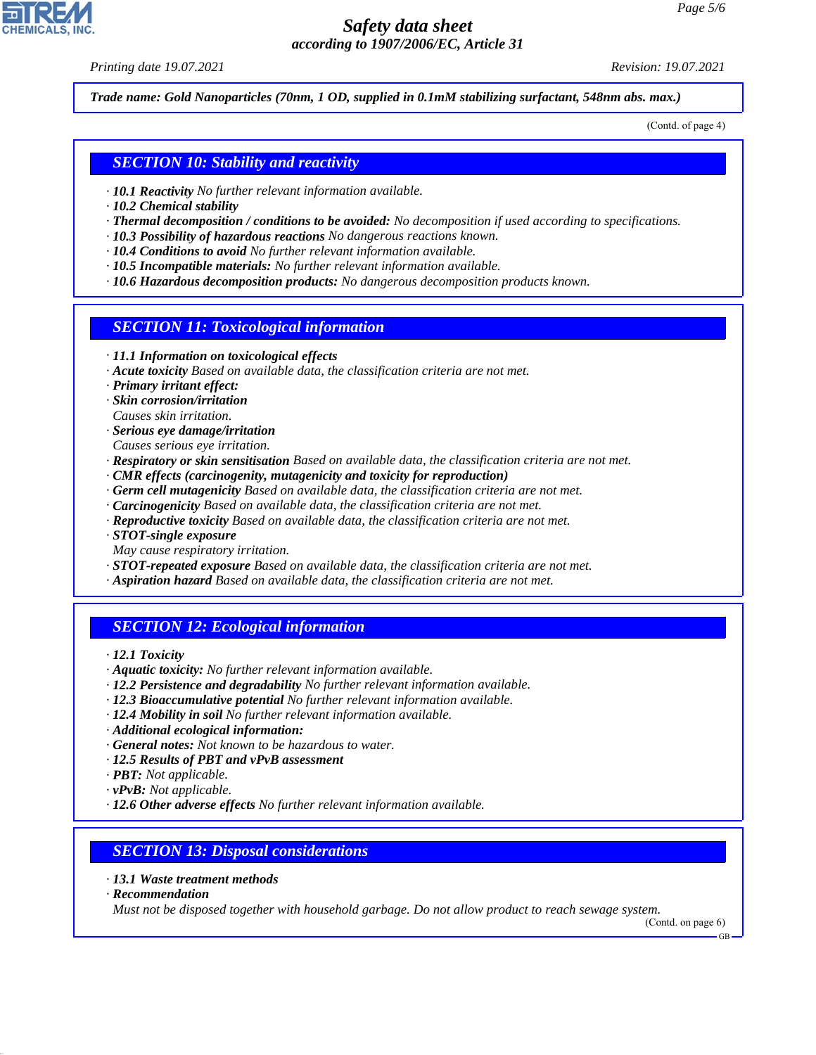Trade name: Gold Nanoparticles (70nm, 1 OD, supplied in 0.1mM stabilizing surfactant, 548nm abs. max.)

(Contd. of page 4)

## SECTION 10: Stability and reactivity

· **10.1 Reactivity** No further relevant information available.
· **10.2 Chemical stability**
· **Thermal decomposition / conditions to be avoided:** No decomposition if used according to specifications.
· **10.3 Possibility of hazardous reactions** No dangerous reactions known.
· **10.4 Conditions to avoid** No further relevant information available.
· **10.5 Incompatible materials:** No further relevant information available.
· **10.6 Hazardous decomposition products:** No dangerous decomposition products known.

## SECTION 11: Toxicological information

· **11.1 Information on toxicological effects**
· **Acute toxicity** Based on available data, the classification criteria are not met.
· **Primary irritant effect:**
· **Skin corrosion/irritation**
Causes skin irritation.
· **Serious eye damage/irritation**
Causes serious eye irritation.
· **Respiratory or skin sensitisation** Based on available data, the classification criteria are not met.
· **CMR effects (carcinogenity, mutagenicity and toxicity for reproduction)**
· **Germ cell mutagenicity** Based on available data, the classification criteria are not met.
· **Carcinogenicity** Based on available data, the classification criteria are not met.
· **Reproductive toxicity** Based on available data, the classification criteria are not met.
· **STOT-single exposure**
May cause respiratory irritation.
· **STOT-repeated exposure** Based on available data, the classification criteria are not met.
· **Aspiration hazard** Based on available data, the classification criteria are not met.

## SECTION 12: Ecological information

· **12.1 Toxicity**
· **Aquatic toxicity:** No further relevant information available.
· **12.2 Persistence and degradability** No further relevant information available.
· **12.3 Bioaccumulative potential** No further relevant information available.
· **12.4 Mobility in soil** No further relevant information available.
· **Additional ecological information:**
· **General notes:** Not known to be hazardous to water.
· **12.5 Results of PBT and vPvB assessment**
· **PBT:** Not applicable.
· **vPvB:** Not applicable.
· **12.6 Other adverse effects** No further relevant information available.

## SECTION 13: Disposal considerations

· **13.1 Waste treatment methods**
· **Recommendation**
Must not be disposed together with household garbage. Do not allow product to reach sewage system.

(Contd. on page 6)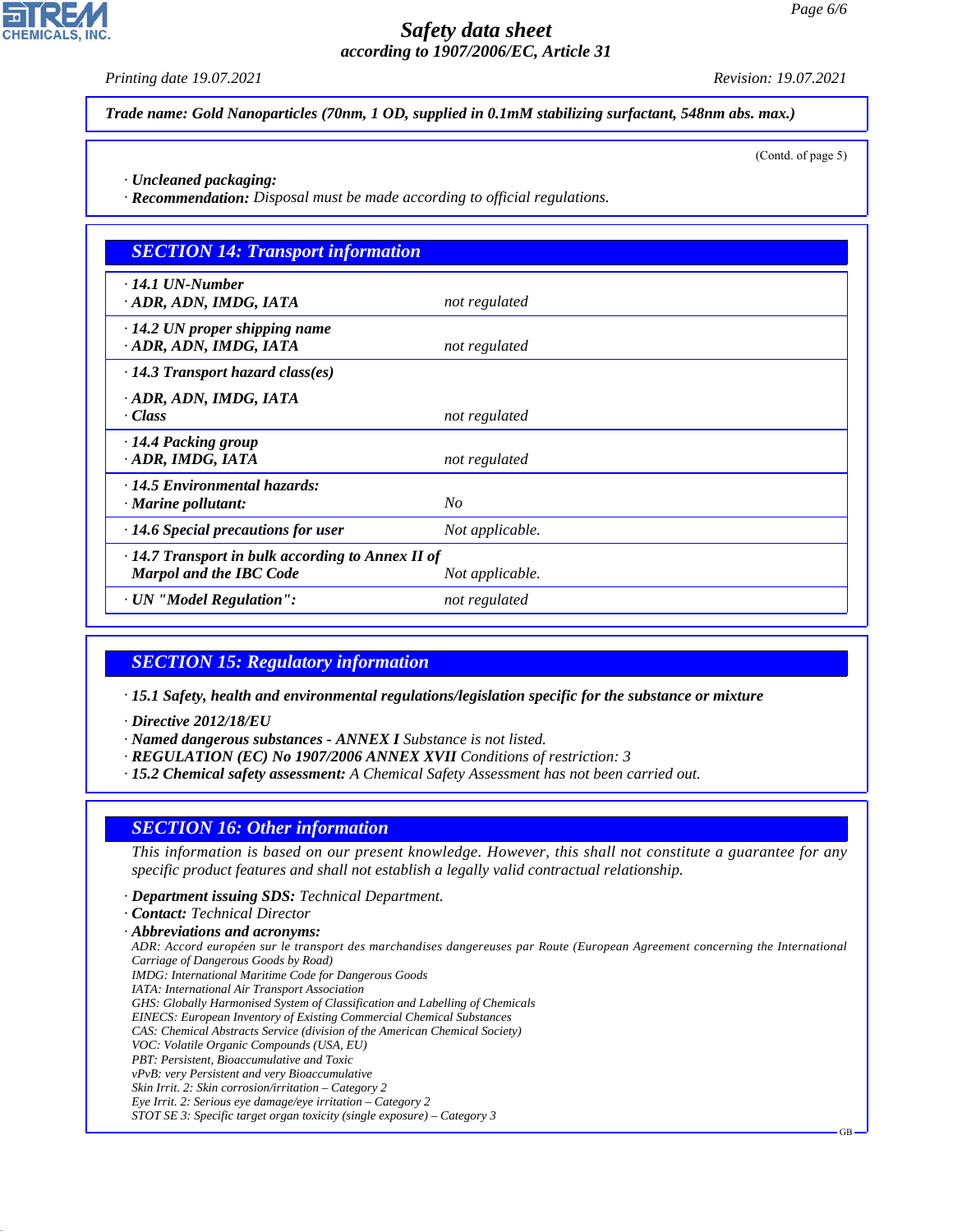**Trade name: Gold Nanoparticles (70nm, 1 OD, supplied in 0.1mM stabilizing surfactant, 548nm abs. max.)**

(Contd. of page 5)

· **Uncleaned packaging:**
· **Recommendation:** Disposal must be made according to official regulations.

## SECTION 14: Transport information

| | |
|---|---|
| · **14.1 UN-Number** · **ADR, ADN, IMDG, IATA** | not regulated |
| · **14.2 UN proper shipping name** · **ADR, ADN, IMDG, IATA** | not regulated |
| · **14.3 Transport hazard class(es)** · **ADR, ADN, IMDG, IATA** · **Class** | not regulated |
| · **14.4 Packing group** · **ADR, IMDG, IATA** | not regulated |
| · **14.5 Environmental hazards:** · **Marine pollutant:** | No |
| · **14.6 Special precautions for user** | Not applicable. |
| · **14.7 Transport in bulk according to Annex II of Marpol and the IBC Code** | Not applicable. |
| · **UN "Model Regulation":** | not regulated |

## SECTION 15: Regulatory information

· **15.1 Safety, health and environmental regulations/legislation specific for the substance or mixture**

· **Directive 2012/18/EU**
· **Named dangerous substances - ANNEX I** Substance is not listed.
· **REGULATION (EC) No 1907/2006 ANNEX XVII** Conditions of restriction: 3
· **15.2 Chemical safety assessment:** A Chemical Safety Assessment has not been carried out.

## SECTION 16: Other information

This information is based on our present knowledge. However, this shall not constitute a guarantee for any specific product features and shall not establish a legally valid contractual relationship.

· **Department issuing SDS:** Technical Department.
· **Contact:** Technical Director
· **Abbreviations and acronyms:**
ADR: Accord européen sur le transport des marchandises dangereuses par Route (European Agreement concerning the International Carriage of Dangerous Goods by Road)
IMDG: International Maritime Code for Dangerous Goods
IATA: International Air Transport Association
GHS: Globally Harmonised System of Classification and Labelling of Chemicals
EINECS: European Inventory of Existing Commercial Chemical Substances
CAS: Chemical Abstracts Service (division of the American Chemical Society)
VOC: Volatile Organic Compounds (USA, EU)
PBT: Persistent, Bioaccumulative and Toxic
vPvB: very Persistent and very Bioaccumulative
Skin Irrit. 2: Skin corrosion/irritation – Category 2
Eye Irrit. 2: Serious eye damage/eye irritation – Category 2
STOT SE 3: Specific target organ toxicity (single exposure) – Category 3